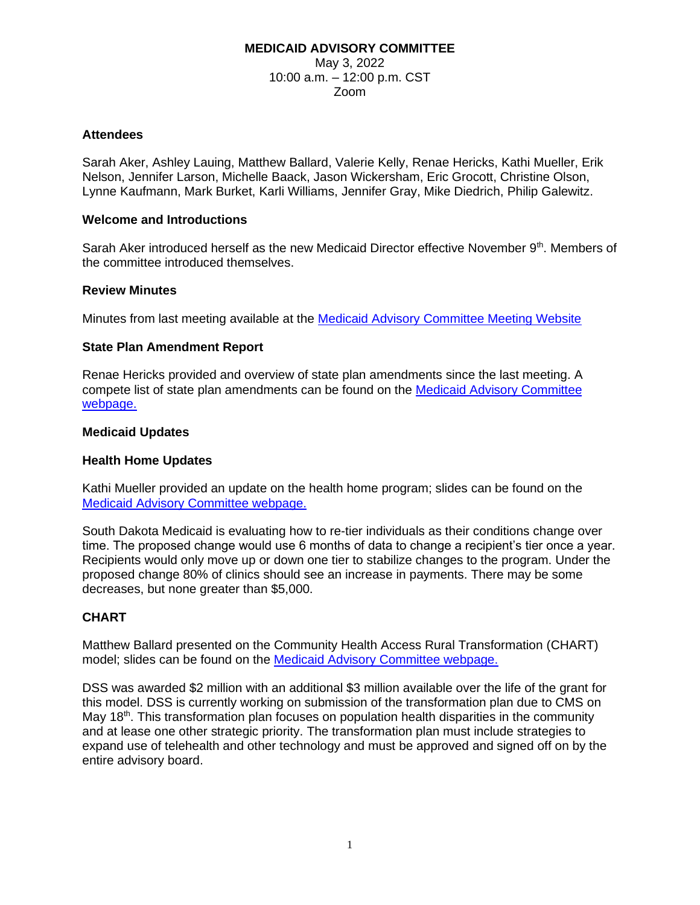# MEDICAID ADVISORY COMMITTEE

May 3, 2022
10:00 a.m. – 12:00 p.m. CST
Zoom

### Attendees

Sarah Aker, Ashley Lauing, Matthew Ballard, Valerie Kelly, Renae Hericks, Kathi Mueller, Erik Nelson, Jennifer Larson, Michelle Baack, Jason Wickersham, Eric Grocott, Christine Olson, Lynne Kaufmann, Mark Burket, Karli Williams, Jennifer Gray, Mike Diedrich, Philip Galewitz.

### Welcome and Introductions

Sarah Aker introduced herself as the new Medicaid Director effective November 9th. Members of the committee introduced themselves.

### Review Minutes

Minutes from last meeting available at the [Medicaid Advisory Committee Meeting Website]()

### State Plan Amendment Report

Renae Hericks provided and overview of state plan amendments since the last meeting. A compete list of state plan amendments can be found on the [Medicaid Advisory Committee webpage.]()

### Medicaid Updates

### Health Home Updates

Kathi Mueller provided an update on the health home program; slides can be found on the [Medicaid Advisory Committee webpage.]()

South Dakota Medicaid is evaluating how to re-tier individuals as their conditions change over time. The proposed change would use 6 months of data to change a recipient's tier once a year. Recipients would only move up or down one tier to stabilize changes to the program. Under the proposed change 80% of clinics should see an increase in payments. There may be some decreases, but none greater than $5,000.

### CHART

Matthew Ballard presented on the Community Health Access Rural Transformation (CHART) model; slides can be found on the [Medicaid Advisory Committee webpage.]()

DSS was awarded $2 million with an additional $3 million available over the life of the grant for this model. DSS is currently working on submission of the transformation plan due to CMS on May 18th. This transformation plan focuses on population health disparities in the community and at lease one other strategic priority. The transformation plan must include strategies to expand use of telehealth and other technology and must be approved and signed off on by the entire advisory board.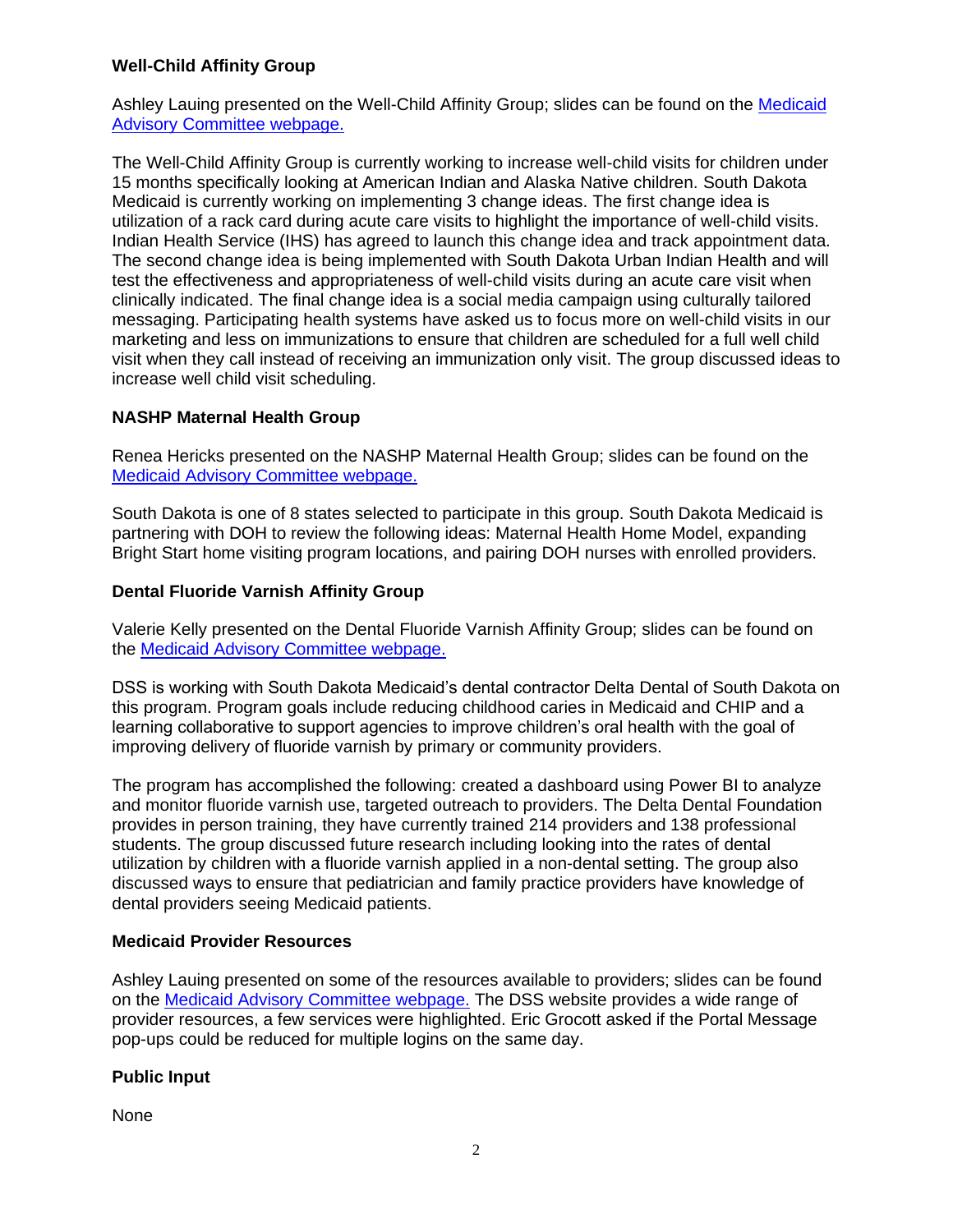### Well-Child Affinity Group

Ashley Lauing presented on the Well-Child Affinity Group; slides can be found on the [Medicaid Advisory Committee webpage.](#)

The Well-Child Affinity Group is currently working to increase well-child visits for children under 15 months specifically looking at American Indian and Alaska Native children. South Dakota Medicaid is currently working on implementing 3 change ideas. The first change idea is utilization of a rack card during acute care visits to highlight the importance of well-child visits. Indian Health Service (IHS) has agreed to launch this change idea and track appointment data. The second change idea is being implemented with South Dakota Urban Indian Health and will test the effectiveness and appropriateness of well-child visits during an acute care visit when clinically indicated. The final change idea is a social media campaign using culturally tailored messaging. Participating health systems have asked us to focus more on well-child visits in our marketing and less on immunizations to ensure that children are scheduled for a full well child visit when they call instead of receiving an immunization only visit. The group discussed ideas to increase well child visit scheduling.

### NASHP Maternal Health Group

Renea Hericks presented on the NASHP Maternal Health Group; slides can be found on the [Medicaid Advisory Committee webpage.](#)

South Dakota is one of 8 states selected to participate in this group. South Dakota Medicaid is partnering with DOH to review the following ideas: Maternal Health Home Model, expanding Bright Start home visiting program locations, and pairing DOH nurses with enrolled providers.

### Dental Fluoride Varnish Affinity Group

Valerie Kelly presented on the Dental Fluoride Varnish Affinity Group; slides can be found on the [Medicaid Advisory Committee webpage.](#)

DSS is working with South Dakota Medicaid's dental contractor Delta Dental of South Dakota on this program. Program goals include reducing childhood caries in Medicaid and CHIP and a learning collaborative to support agencies to improve children's oral health with the goal of improving delivery of fluoride varnish by primary or community providers.

The program has accomplished the following: created a dashboard using Power BI to analyze and monitor fluoride varnish use, targeted outreach to providers. The Delta Dental Foundation provides in person training, they have currently trained 214 providers and 138 professional students. The group discussed future research including looking into the rates of dental utilization by children with a fluoride varnish applied in a non-dental setting. The group also discussed ways to ensure that pediatrician and family practice providers have knowledge of dental providers seeing Medicaid patients.

### Medicaid Provider Resources

Ashley Lauing presented on some of the resources available to providers; slides can be found on the [Medicaid Advisory Committee webpage.](#) The DSS website provides a wide range of provider resources, a few services were highlighted. Eric Grocott asked if the Portal Message pop-ups could be reduced for multiple logins on the same day.

### Public Input

None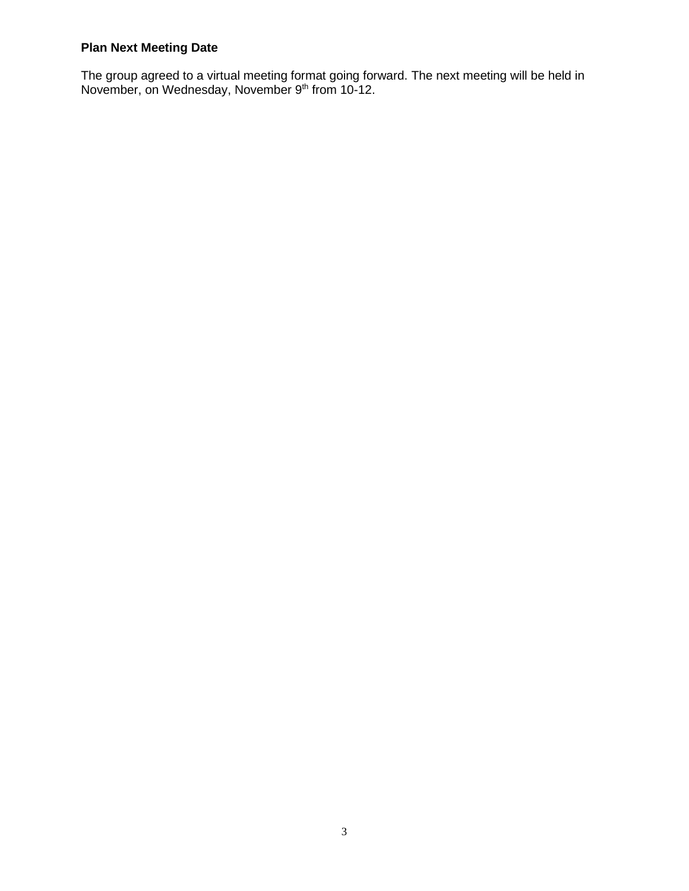**Plan Next Meeting Date**

The group agreed to a virtual meeting format going forward. The next meeting will be held in November, on Wednesday, November 9th from 10-12.